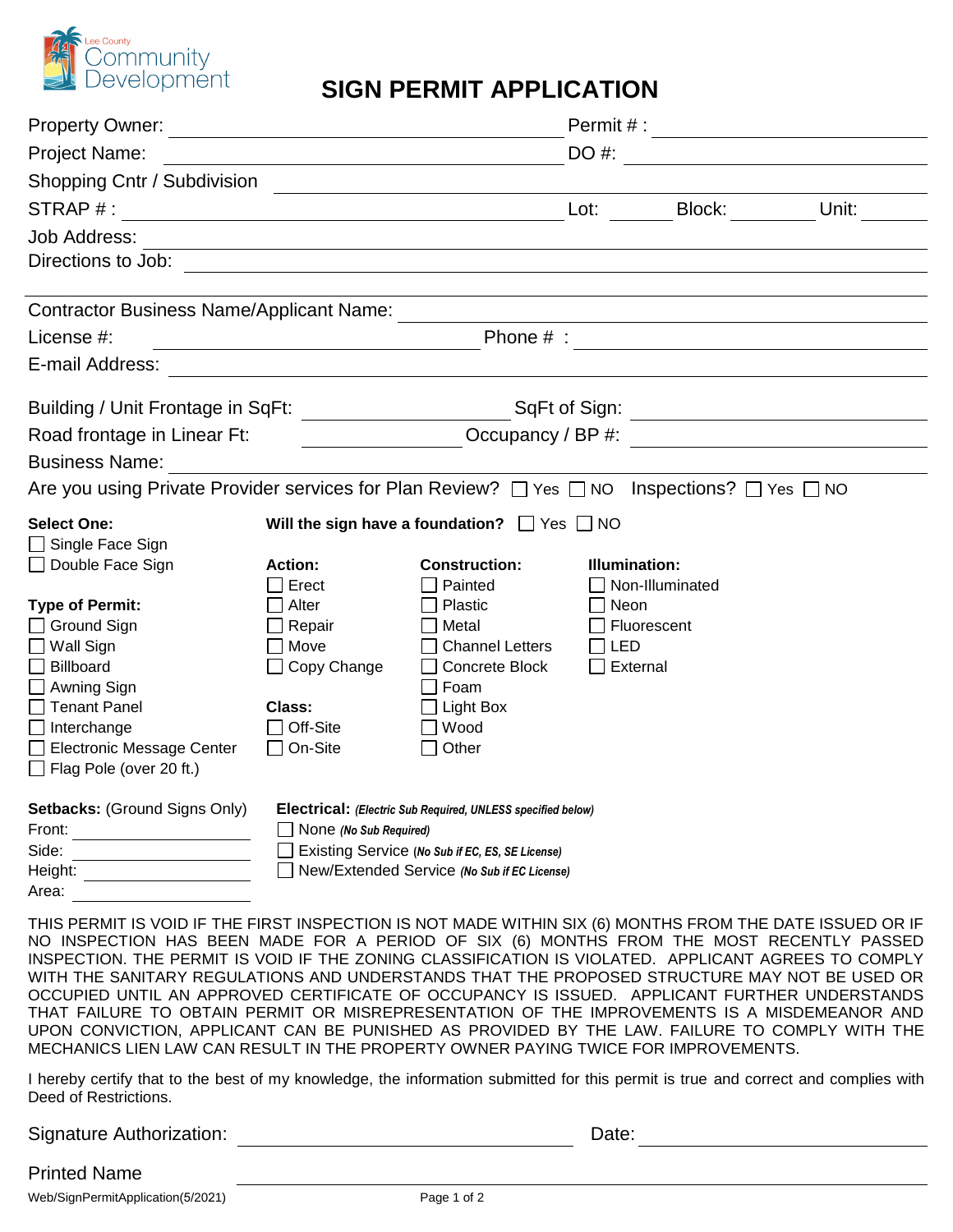Lee County Community Development

# SIGN PERMIT APPLICATION

Property Owner: ____________________ Permit # : ____________________

Project Name: ____________________ DO #: ____________________

Shopping Cntr / Subdivision ____________________

STRAP # : ____________________ Lot: ______ Block: ______ Unit: ______

Job Address: ____________________

Directions to Job: ____________________

Contractor Business Name/Applicant Name: ____________________

License #: ____________________ Phone # : ____________________

E-mail Address: ____________________

Building / Unit Frontage in SqFt: ____________________ SqFt of Sign: ____________________

Road frontage in Linear Ft: ____________________ Occupancy / BP #: ____________________

Business Name: ____________________

Are you using Private Provider services for Plan Review? ☐ Yes ☐ NO Inspections? ☐ Yes ☐ NO

**Select One:**
- ☐ Single Face Sign
- ☐ Double Face Sign

**Will the sign have a foundation?** ☐ Yes ☐ NO

**Type of Permit:**
- ☐ Ground Sign
- ☐ Wall Sign
- ☐ Billboard
- ☐ Awning Sign
- ☐ Tenant Panel
- ☐ Interchange
- ☐ Electronic Message Center
- ☐ Flag Pole (over 20 ft.)

**Action:**
- ☐ Erect
- ☐ Alter
- ☐ Repair
- ☐ Move
- ☐ Copy Change

**Class:**
- ☐ Off-Site
- ☐ On-Site

**Construction:**
- ☐ Painted
- ☐ Plastic
- ☐ Metal
- ☐ Channel Letters
- ☐ Concrete Block
- ☐ Foam
- ☐ Light Box
- ☐ Wood
- ☐ Other

**Illumination:**
- ☐ Non-Illuminated
- ☐ Neon
- ☐ Fluorescent
- ☐ LED
- ☐ External

**Setbacks:** (Ground Signs Only)

Front: ____________________

Side: ____________________

Height: ____________________

Area: ____________________

**Electrical:** ***(Electric Sub Required, UNLESS specified below)***
- ☐ None ***(No Sub Required)***
- ☐ Existing Service (***No Sub if EC, ES, SE License***)
- ☐ New/Extended Service ***(No Sub if EC License)***

THIS PERMIT IS VOID IF THE FIRST INSPECTION IS NOT MADE WITHIN SIX (6) MONTHS FROM THE DATE ISSUED OR IF NO INSPECTION HAS BEEN MADE FOR A PERIOD OF SIX (6) MONTHS FROM THE MOST RECENTLY PASSED INSPECTION. THE PERMIT IS VOID IF THE ZONING CLASSIFICATION IS VIOLATED. APPLICANT AGREES TO COMPLY WITH THE SANITARY REGULATIONS AND UNDERSTANDS THAT THE PROPOSED STRUCTURE MAY NOT BE USED OR OCCUPIED UNTIL AN APPROVED CERTIFICATE OF OCCUPANCY IS ISSUED. APPLICANT FURTHER UNDERSTANDS THAT FAILURE TO OBTAIN PERMIT OR MISREPRESENTATION OF THE IMPROVEMENTS IS A MISDEMEANOR AND UPON CONVICTION, APPLICANT CAN BE PUNISHED AS PROVIDED BY THE LAW. FAILURE TO COMPLY WITH THE MECHANICS LIEN LAW CAN RESULT IN THE PROPERTY OWNER PAYING TWICE FOR IMPROVEMENTS.

I hereby certify that to the best of my knowledge, the information submitted for this permit is true and correct and complies with Deed of Restrictions.

Signature Authorization: ____________________ Date: ____________________

Printed Name ____________________

Web/SignPermitApplication(5/2021)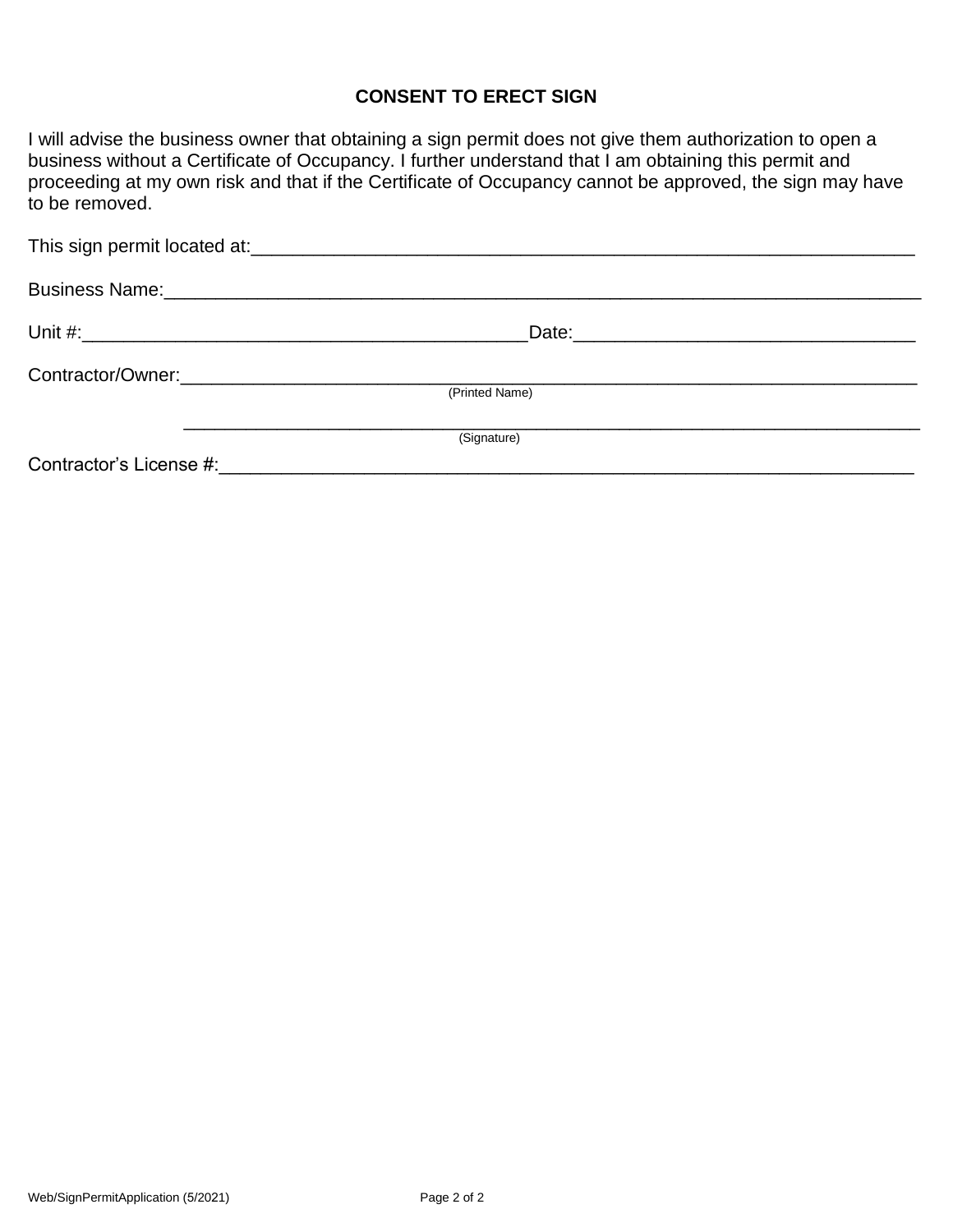## CONSENT TO ERECT SIGN

I will advise the business owner that obtaining a sign permit does not give them authorization to open a business without a Certificate of Occupancy. I further understand that I am obtaining this permit and proceeding at my own risk and that if the Certificate of Occupancy cannot be approved, the sign may have to be removed.

This sign permit located at:_______________________________________________________________

Business Name:____________________________________________________________________

Unit #:__________________________________________Date:________________________________

Contractor/Owner:__________________________________________________________________
(Printed Name)

__________________________________________________________________
(Signature)

Contractor's License #:______________________________________________________________